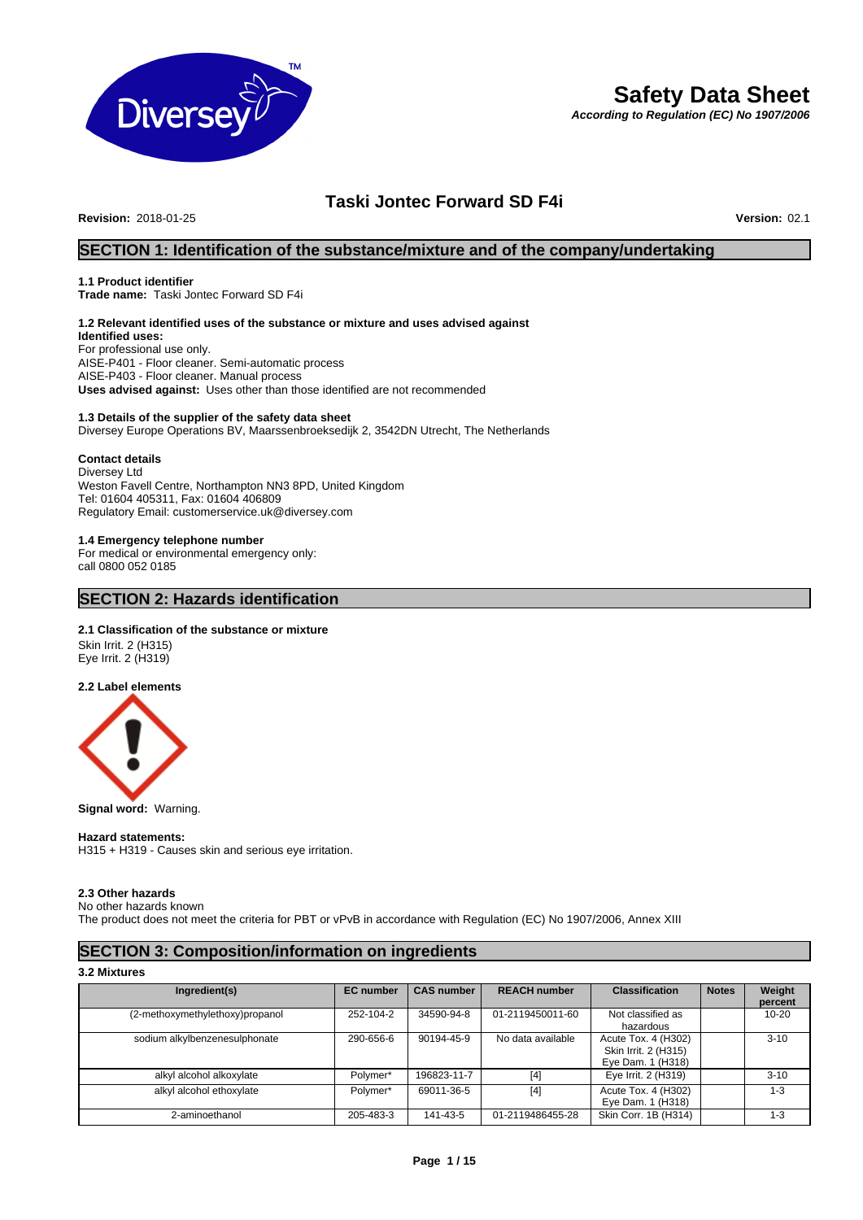# Safety Data Sheet

***According to Regulation (EC) No 1907/2006***

## Taski Jontec Forward SD F4i

**Revision:** 2018-01-25 **Version:** 02.1

## SECTION 1: Identification of the substance/mixture and of the company/undertaking

### 1.1 Product identifier

**Trade name:** Taski Jontec Forward SD F4i

### 1.2 Relevant identified uses of the substance or mixture and uses advised against

**Identified uses:**
For professional use only.
AISE-P401 - Floor cleaner. Semi-automatic process
AISE-P403 - Floor cleaner. Manual process
**Uses advised against:** Uses other than those identified are not recommended

### 1.3 Details of the supplier of the safety data sheet

Diversey Europe Operations BV, Maarssenbroeksedijk 2, 3542DN Utrecht, The Netherlands

**Contact details**
Diversey Ltd
Weston Favell Centre, Northampton NN3 8PD, United Kingdom
Tel: 01604 405311, Fax: 01604 406809
Regulatory Email: customerservice.uk@diversey.com

### 1.4 Emergency telephone number

For medical or environmental emergency only:
call 0800 052 0185

## SECTION 2: Hazards identification

### 2.1 Classification of the substance or mixture

Skin Irrit. 2 (H315)
Eye Irrit. 2 (H319)

### 2.2 Label elements

**Signal word:** Warning.

**Hazard statements:**
H315 + H319 - Causes skin and serious eye irritation.

### 2.3 Other hazards

No other hazards known
The product does not meet the criteria for PBT or vPvB in accordance with Regulation (EC) No 1907/2006, Annex XIII

## SECTION 3: Composition/information on ingredients

### 3.2 Mixtures

| Ingredient(s) | EC number | CAS number | REACH number | Classification | Notes | Weight percent |
|---|---|---|---|---|---|---|
| (2-methoxymethylethoxy)propanol | 252-104-2 | 34590-94-8 | 01-2119450011-60 | Not classified as hazardous | | 10-20 |
| sodium alkylbenzenesulphonate | 290-656-6 | 90194-45-9 | No data available | Acute Tox. 4 (H302) Skin Irrit. 2 (H315) Eye Dam. 1 (H318) | | 3-10 |
| alkyl alcohol alkoxylate | Polymer* | 196823-11-7 | [4] | Eye Irrit. 2 (H319) | | 3-10 |
| alkyl alcohol ethoxylate | Polymer* | 69011-36-5 | [4] | Acute Tox. 4 (H302) Eye Dam. 1 (H318) | | 1-3 |
| 2-aminoethanol | 205-483-3 | 141-43-5 | 01-2119486455-28 | Skin Corr. 1B (H314) | | 1-3 |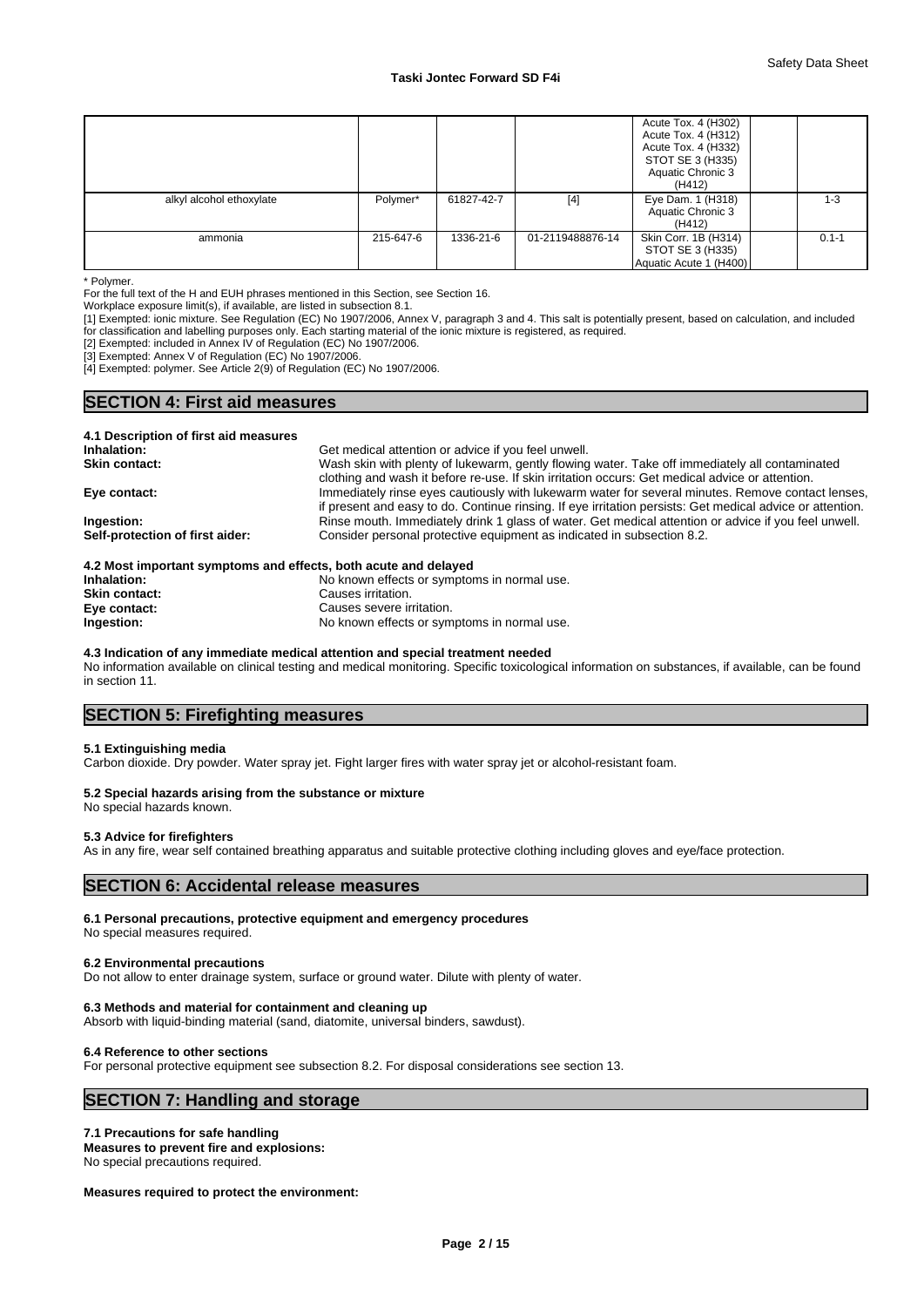| | | | | | | |
|---|---|---|---|---|---|---|
| | | | | Acute Tox. 4 (H302) Acute Tox. 4 (H312) Acute Tox. 4 (H332) STOT SE 3 (H335) Aquatic Chronic 3 (H412) | | |
| alkyl alcohol ethoxylate | Polymer* | 61827-42-7 | [4] | Eye Dam. 1 (H318) Aquatic Chronic 3 (H412) | | 1-3 |
| ammonia | 215-647-6 | 1336-21-6 | 01-2119488876-14 | Skin Corr. 1B (H314) STOT SE 3 (H335) Aquatic Acute 1 (H400) | | 0.1-1 |

* Polymer.

For the full text of the H and EUH phrases mentioned in this Section, see Section 16.

Workplace exposure limit(s), if available, are listed in subsection 8.1.

[1] Exempted: ionic mixture. See Regulation (EC) No 1907/2006, Annex V, paragraph 3 and 4. This salt is potentially present, based on calculation, and included for classification and labelling purposes only. Each starting material of the ionic mixture is registered, as required.

[2] Exempted: included in Annex IV of Regulation (EC) No 1907/2006.

[3] Exempted: Annex V of Regulation (EC) No 1907/2006.

[4] Exempted: polymer. See Article 2(9) of Regulation (EC) No 1907/2006.

## SECTION 4: First aid measures

### 4.1 Description of first aid measures

**Inhalation:** Get medical attention or advice if you feel unwell.

**Skin contact:** Wash skin with plenty of lukewarm, gently flowing water. Take off immediately all contaminated clothing and wash it before re-use. If skin irritation occurs: Get medical advice or attention.

**Eye contact:** Immediately rinse eyes cautiously with lukewarm water for several minutes. Remove contact lenses, if present and easy to do. Continue rinsing. If eye irritation persists: Get medical advice or attention.

**Ingestion:** Rinse mouth. Immediately drink 1 glass of water. Get medical attention or advice if you feel unwell.

**Self-protection of first aider:** Consider personal protective equipment as indicated in subsection 8.2.

### 4.2 Most important symptoms and effects, both acute and delayed

**Inhalation:** No known effects or symptoms in normal use.

**Skin contact:** Causes irritation.

**Eye contact:** Causes severe irritation.

**Ingestion:** No known effects or symptoms in normal use.

### 4.3 Indication of any immediate medical attention and special treatment needed

No information available on clinical testing and medical monitoring. Specific toxicological information on substances, if available, can be found in section 11.

## SECTION 5: Firefighting measures

### 5.1 Extinguishing media

Carbon dioxide. Dry powder. Water spray jet. Fight larger fires with water spray jet or alcohol-resistant foam.

### 5.2 Special hazards arising from the substance or mixture

No special hazards known.

### 5.3 Advice for firefighters

As in any fire, wear self contained breathing apparatus and suitable protective clothing including gloves and eye/face protection.

## SECTION 6: Accidental release measures

### 6.1 Personal precautions, protective equipment and emergency procedures

No special measures required.

### 6.2 Environmental precautions

Do not allow to enter drainage system, surface or ground water. Dilute with plenty of water.

### 6.3 Methods and material for containment and cleaning up

Absorb with liquid-binding material (sand, diatomite, universal binders, sawdust).

### 6.4 Reference to other sections

For personal protective equipment see subsection 8.2. For disposal considerations see section 13.

## SECTION 7: Handling and storage

### 7.1 Precautions for safe handling

**Measures to prevent fire and explosions:**
No special precautions required.

**Measures required to protect the environment:**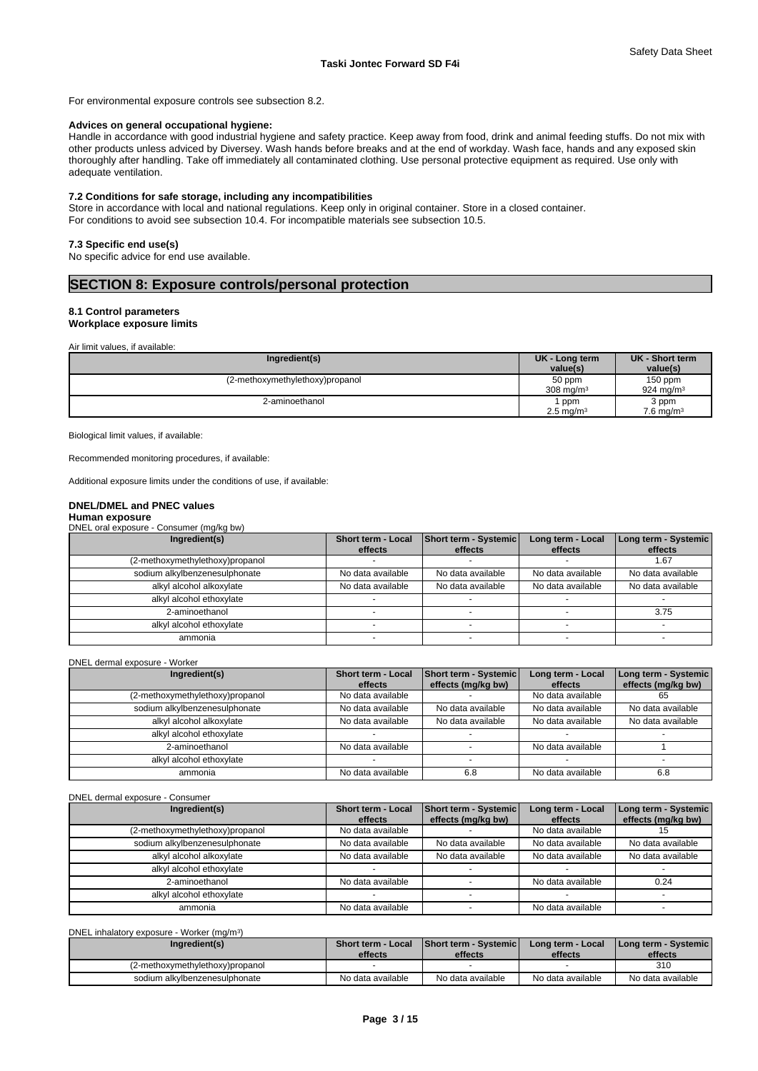For environmental exposure controls see subsection 8.2.

**Advices on general occupational hygiene:**
Handle in accordance with good industrial hygiene and safety practice. Keep away from food, drink and animal feeding stuffs. Do not mix with other products unless adviced by Diversey. Wash hands before breaks and at the end of workday. Wash face, hands and any exposed skin thoroughly after handling. Take off immediately all contaminated clothing. Use personal protective equipment as required. Use only with adequate ventilation.

**7.2 Conditions for safe storage, including any incompatibilities**
Store in accordance with local and national regulations. Keep only in original container. Store in a closed container.
For conditions to avoid see subsection 10.4. For incompatible materials see subsection 10.5.

**7.3 Specific end use(s)**
No specific advice for end use available.

## SECTION 8: Exposure controls/personal protection

**8.1 Control parameters**
**Workplace exposure limits**

Air limit values, if available:

| Ingredient(s) | UK - Long term value(s) | UK - Short term value(s) |
|---|---|---|
| (2-methoxymethylethoxy)propanol | 50 ppm<br>308 mg/m³ | 150 ppm<br>924 mg/m³ |
| 2-aminoethanol | 1 ppm<br>2.5 mg/m³ | 3 ppm<br>7.6 mg/m³ |

Biological limit values, if available:

Recommended monitoring procedures, if available:

Additional exposure limits under the conditions of use, if available:

**DNEL/DMEL and PNEC values**
**Human exposure**
DNEL oral exposure - Consumer (mg/kg bw)

| Ingredient(s) | Short term - Local effects | Short term - Systemic effects | Long term - Local effects | Long term - Systemic effects |
|---|---|---|---|---|
| (2-methoxymethylethoxy)propanol | - | - | - | 1.67 |
| sodium alkylbenzenesulphonate | No data available | No data available | No data available | No data available |
| alkyl alcohol alkoxylate | No data available | No data available | No data available | No data available |
| alkyl alcohol ethoxylate | - | - | - | - |
| 2-aminoethanol | - | - | - | 3.75 |
| alkyl alcohol ethoxylate | - | - | - | - |
| ammonia | - | - | - | - |

DNEL dermal exposure - Worker

| Ingredient(s) | Short term - Local effects | Short term - Systemic effects (mg/kg bw) | Long term - Local effects | Long term - Systemic effects (mg/kg bw) |
|---|---|---|---|---|
| (2-methoxymethylethoxy)propanol | No data available | - | No data available | 65 |
| sodium alkylbenzenesulphonate | No data available | No data available | No data available | No data available |
| alkyl alcohol alkoxylate | No data available | No data available | No data available | No data available |
| alkyl alcohol ethoxylate | - | - | - | - |
| 2-aminoethanol | No data available | - | No data available | 1 |
| alkyl alcohol ethoxylate | - | - | - | - |
| ammonia | No data available | 6.8 | No data available | 6.8 |

DNEL dermal exposure - Consumer

| Ingredient(s) | Short term - Local effects | Short term - Systemic effects (mg/kg bw) | Long term - Local effects | Long term - Systemic effects (mg/kg bw) |
|---|---|---|---|---|
| (2-methoxymethylethoxy)propanol | No data available | - | No data available | 15 |
| sodium alkylbenzenesulphonate | No data available | No data available | No data available | No data available |
| alkyl alcohol alkoxylate | No data available | No data available | No data available | No data available |
| alkyl alcohol ethoxylate | - | - | - | - |
| 2-aminoethanol | No data available | - | No data available | 0.24 |
| alkyl alcohol ethoxylate | - | - | - | - |
| ammonia | No data available | - | No data available | - |

DNEL inhalatory exposure - Worker (mg/m³)

| Ingredient(s) | Short term - Local effects | Short term - Systemic effects | Long term - Local effects | Long term - Systemic effects |
|---|---|---|---|---|
| (2-methoxymethylethoxy)propanol | - | - | - | 310 |
| sodium alkylbenzenesulphonate | No data available | No data available | No data available | No data available |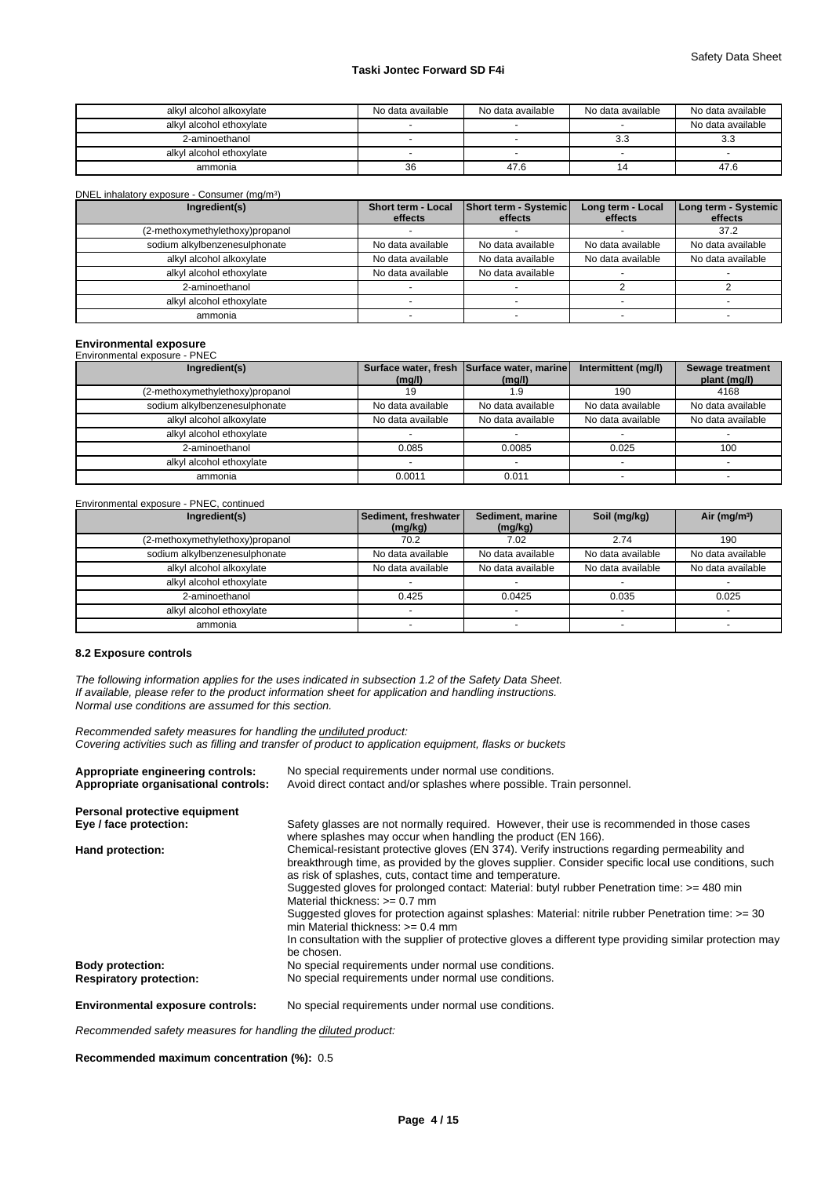| | | | | |
|---|---|---|---|---|
| alkyl alcohol alkoxylate | No data available | No data available | No data available | No data available |
| alkyl alcohol ethoxylate | - | - | - | No data available |
| 2-aminoethanol | - | - | 3.3 | 3.3 |
| alkyl alcohol ethoxylate | - | - | - | - |
| ammonia | 36 | 47.6 | 14 | 47.6 |

DNEL inhalatory exposure - Consumer (mg/m³)

| Ingredient(s) | Short term - Local effects | Short term - Systemic effects | Long term - Local effects | Long term - Systemic effects |
|---|---|---|---|---|
| (2-methoxymethylethoxy)propanol | - | - | - | 37.2 |
| sodium alkylbenzenesulphonate | No data available | No data available | No data available | No data available |
| alkyl alcohol alkoxylate | No data available | No data available | No data available | No data available |
| alkyl alcohol ethoxylate | No data available | No data available | - | - |
| 2-aminoethanol | - | - | 2 | 2 |
| alkyl alcohol ethoxylate | - | - | - | - |
| ammonia | - | - | - | - |

**Environmental exposure**

Environmental exposure - PNEC

| Ingredient(s) | Surface water, fresh (mg/l) | Surface water, marine (mg/l) | Intermittent (mg/l) | Sewage treatment plant (mg/l) |
|---|---|---|---|---|
| (2-methoxymethylethoxy)propanol | 19 | 1.9 | 190 | 4168 |
| sodium alkylbenzenesulphonate | No data available | No data available | No data available | No data available |
| alkyl alcohol alkoxylate | No data available | No data available | No data available | No data available |
| alkyl alcohol ethoxylate | - | - | - | - |
| 2-aminoethanol | 0.085 | 0.0085 | 0.025 | 100 |
| alkyl alcohol ethoxylate | - | - | - | - |
| ammonia | 0.0011 | 0.011 | - | - |

Environmental exposure - PNEC, continued

| Ingredient(s) | Sediment, freshwater (mg/kg) | Sediment, marine (mg/kg) | Soil (mg/kg) | Air (mg/m³) |
|---|---|---|---|---|
| (2-methoxymethylethoxy)propanol | 70.2 | 7.02 | 2.74 | 190 |
| sodium alkylbenzenesulphonate | No data available | No data available | No data available | No data available |
| alkyl alcohol alkoxylate | No data available | No data available | No data available | No data available |
| alkyl alcohol ethoxylate | - | - | - | - |
| 2-aminoethanol | 0.425 | 0.0425 | 0.035 | 0.025 |
| alkyl alcohol ethoxylate | - | - | - | - |
| ammonia | - | - | - | - |

#### 8.2 Exposure controls

*The following information applies for the uses indicated in subsection 1.2 of the Safety Data Sheet.*
*If available, please refer to the product information sheet for application and handling instructions.*
*Normal use conditions are assumed for this section.*

*Recommended safety measures for handling the undiluted product:*
*Covering activities such as filling and transfer of product to application equipment, flasks or buckets*

**Appropriate engineering controls:** No special requirements under normal use conditions.
**Appropriate organisational controls:** Avoid direct contact and/or splashes where possible. Train personnel.

**Personal protective equipment**

**Eye / face protection:** Safety glasses are not normally required. However, their use is recommended in those cases where splashes may occur when handling the product (EN 166).

**Hand protection:** Chemical-resistant protective gloves (EN 374). Verify instructions regarding permeability and breakthrough time, as provided by the gloves supplier. Consider specific local use conditions, such as risk of splashes, cuts, contact time and temperature.
Suggested gloves for prolonged contact: Material: butyl rubber Penetration time: >= 480 min Material thickness: >= 0.7 mm
Suggested gloves for protection against splashes: Material: nitrile rubber Penetration time: >= 30 min Material thickness: >= 0.4 mm
In consultation with the supplier of protective gloves a different type providing similar protection may be chosen.

**Body protection:** No special requirements under normal use conditions.
**Respiratory protection:** No special requirements under normal use conditions.

**Environmental exposure controls:** No special requirements under normal use conditions.

*Recommended safety measures for handling the diluted product:*

**Recommended maximum concentration (%):** 0.5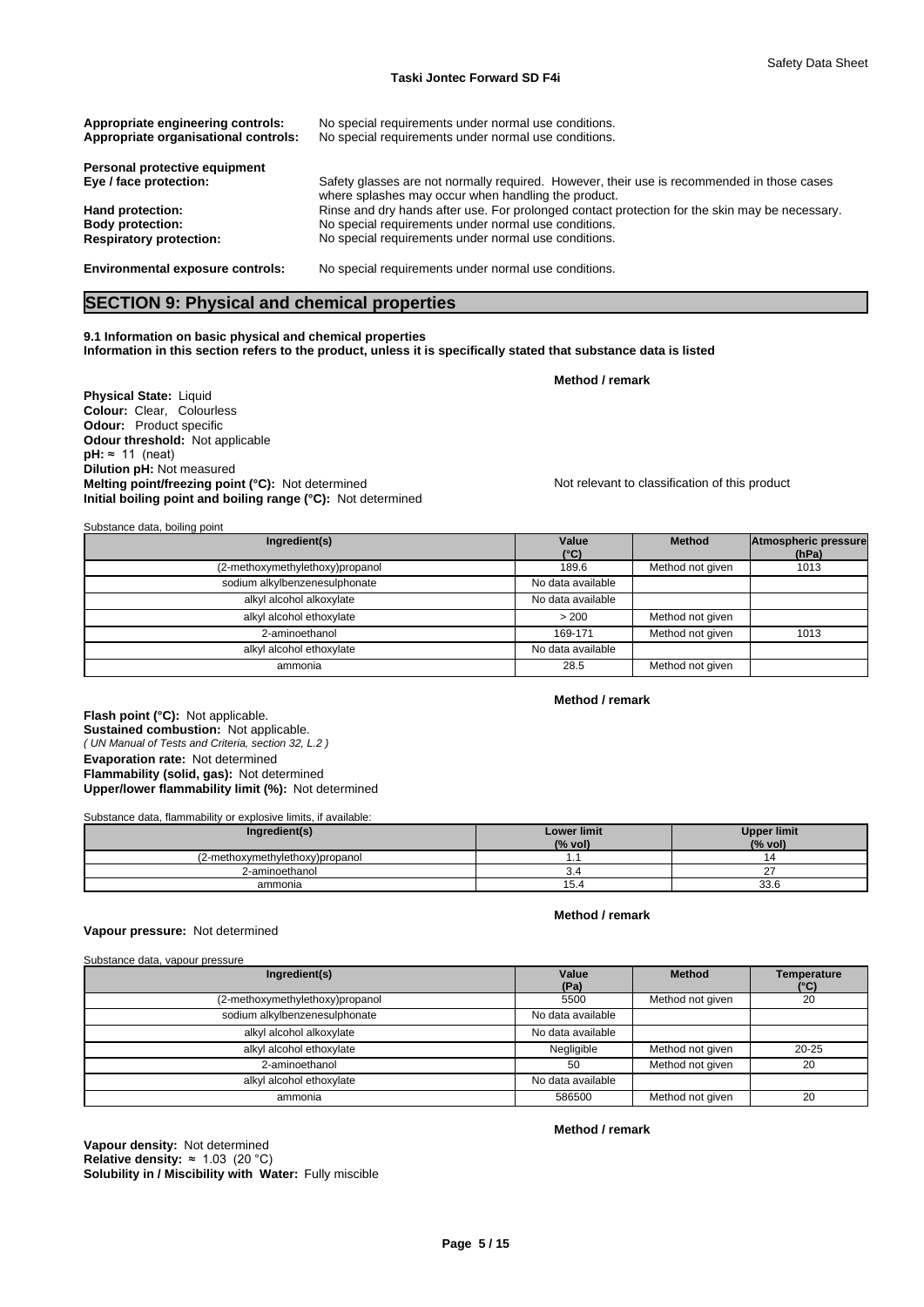**Appropriate engineering controls:** No special requirements under normal use conditions.
**Appropriate organisational controls:** No special requirements under normal use conditions.

**Personal protective equipment**
**Eye / face protection:** Safety glasses are not normally required. However, their use is recommended in those cases where splashes may occur when handling the product.
**Hand protection:** Rinse and dry hands after use. For prolonged contact protection for the skin may be necessary.
**Body protection:** No special requirements under normal use conditions.
**Respiratory protection:** No special requirements under normal use conditions.

**Environmental exposure controls:** No special requirements under normal use conditions.

## SECTION 9: Physical and chemical properties

**9.1 Information on basic physical and chemical properties**
**Information in this section refers to the product, unless it is specifically stated that substance data is listed**

**Method / remark**

**Physical State:** Liquid
**Colour:** Clear, Colourless
**Odour:** Product specific
**Odour threshold:** Not applicable
**pH:** ≈ 11 (neat)
**Dilution pH:** Not measured
**Melting point/freezing point (°C):** Not determined — Not relevant to classification of this product
**Initial boiling point and boiling range (°C):** Not determined

Substance data, boiling point

| Ingredient(s) | Value (°C) | Method | Atmospheric pressure (hPa) |
|---|---|---|---|
| (2-methoxymethylethoxy)propanol | 189.6 | Method not given | 1013 |
| sodium alkylbenzenesulphonate | No data available | | |
| alkyl alcohol alkoxylate | No data available | | |
| alkyl alcohol ethoxylate | > 200 | Method not given | |
| 2-aminoethanol | 169-171 | Method not given | 1013 |
| alkyl alcohol ethoxylate | No data available | | |
| ammonia | 28.5 | Method not given | |

**Method / remark**

**Flash point (°C):** Not applicable.
**Sustained combustion:** Not applicable.
*( UN Manual of Tests and Criteria, section 32, L.2 )*
**Evaporation rate:** Not determined
**Flammability (solid, gas):** Not determined
**Upper/lower flammability limit (%):** Not determined

Substance data, flammability or explosive limits, if available:

| Ingredient(s) | Lower limit (% vol) | Upper limit (% vol) |
|---|---|---|
| (2-methoxymethylethoxy)propanol | 1.1 | 14 |
| 2-aminoethanol | 3.4 | 27 |
| ammonia | 15.4 | 33.6 |

**Method / remark**

**Vapour pressure:** Not determined

Substance data, vapour pressure

| Ingredient(s) | Value (Pa) | Method | Temperature (°C) |
|---|---|---|---|
| (2-methoxymethylethoxy)propanol | 5500 | Method not given | 20 |
| sodium alkylbenzenesulphonate | No data available | | |
| alkyl alcohol alkoxylate | No data available | | |
| alkyl alcohol ethoxylate | Negligible | Method not given | 20-25 |
| 2-aminoethanol | 50 | Method not given | 20 |
| alkyl alcohol ethoxylate | No data available | | |
| ammonia | 586500 | Method not given | 20 |

**Method / remark**

**Vapour density:** Not determined
**Relative density:** ≈ 1.03 (20 °C)
**Solubility in / Miscibility with Water:** Fully miscible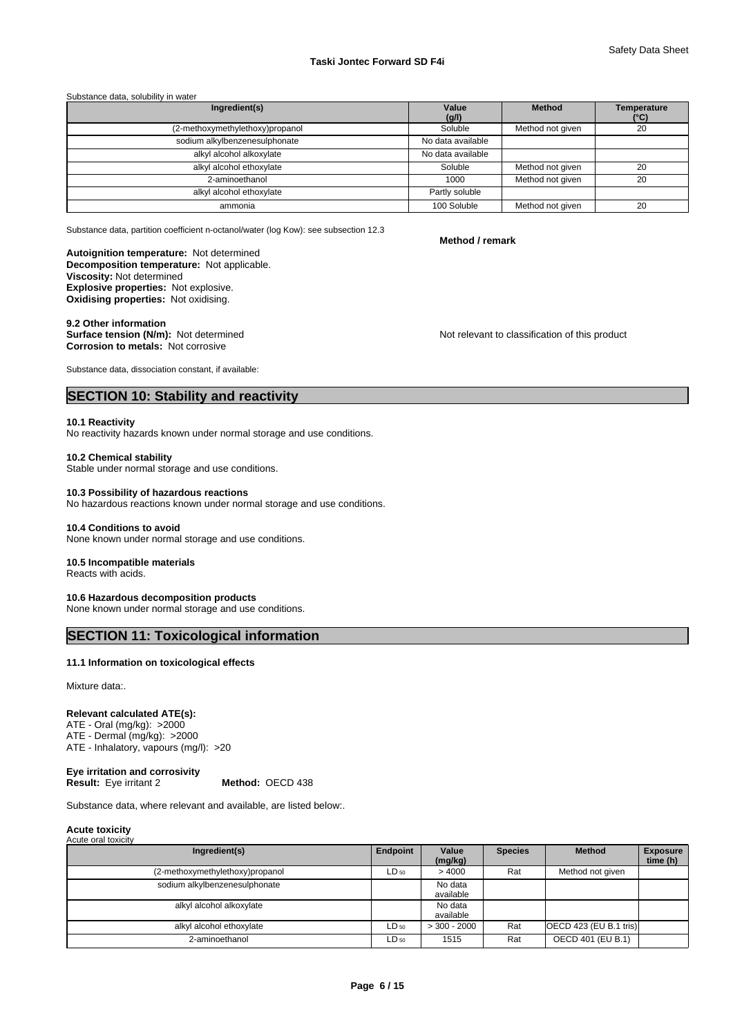Substance data, solubility in water

| Ingredient(s) | Value (g/l) | Method | Temperature (°C) |
|---|---|---|---|
| (2-methoxymethylethoxy)propanol | Soluble | Method not given | 20 |
| sodium alkylbenzenesulphonate | No data available | | |
| alkyl alcohol alkoxylate | No data available | | |
| alkyl alcohol ethoxylate | Soluble | Method not given | 20 |
| 2-aminoethanol | 1000 | Method not given | 20 |
| alkyl alcohol ethoxylate | Partly soluble | | |
| ammonia | 100 Soluble | Method not given | 20 |

Substance data, partition coefficient n-octanol/water (log Kow): see subsection 12.3

**Method / remark**

**Autoignition temperature:** Not determined
**Decomposition temperature:** Not applicable.
**Viscosity:** Not determined
**Explosive properties:** Not explosive.
**Oxidising properties:** Not oxidising.

**9.2 Other information**
**Surface tension (N/m):** Not determined — Not relevant to classification of this product
**Corrosion to metals:** Not corrosive

Substance data, dissociation constant, if available:

## SECTION 10: Stability and reactivity

**10.1 Reactivity**
No reactivity hazards known under normal storage and use conditions.

**10.2 Chemical stability**
Stable under normal storage and use conditions.

**10.3 Possibility of hazardous reactions**
No hazardous reactions known under normal storage and use conditions.

**10.4 Conditions to avoid**
None known under normal storage and use conditions.

**10.5 Incompatible materials**
Reacts with acids.

**10.6 Hazardous decomposition products**
None known under normal storage and use conditions.

## SECTION 11: Toxicological information

**11.1 Information on toxicological effects**

Mixture data:.

**Relevant calculated ATE(s):**
ATE - Oral (mg/kg): >2000
ATE - Dermal (mg/kg): >2000
ATE - Inhalatory, vapours (mg/l): >20

**Eye irritation and corrosivity**
**Result:** Eye irritant 2 **Method:** OECD 438

Substance data, where relevant and available, are listed below:.

**Acute toxicity**
Acute oral toxicity

| Ingredient(s) | Endpoint | Value (mg/kg) | Species | Method | Exposure time (h) |
|---|---|---|---|---|---|
| (2-methoxymethylethoxy)propanol | $LD_{50}$ | > 4000 | Rat | Method not given | |
| sodium alkylbenzenesulphonate | | No data available | | | |
| alkyl alcohol alkoxylate | | No data available | | | |
| alkyl alcohol ethoxylate | $LD_{50}$ | > 300 - 2000 | Rat | OECD 423 (EU B.1 tris) | |
| 2-aminoethanol | $LD_{50}$ | 1515 | Rat | OECD 401 (EU B.1) | |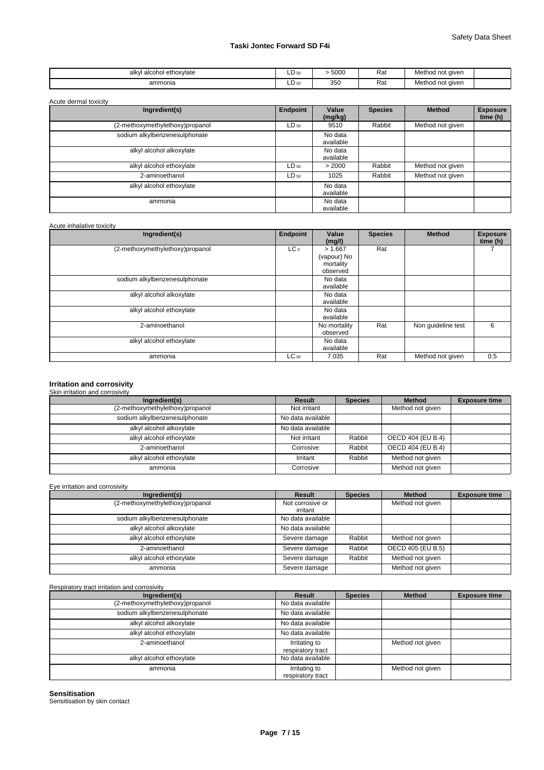| | | | | | |
|---|---|---|---|---|---|
| alkyl alcohol ethoxylate | $LD_{50}$ | > 5000 | Rat | Method not given | |
| ammonia | $LD_{50}$ | 350 | Rat | Method not given | |

Acute dermal toxicity

| Ingredient(s) | Endpoint | Value (mg/kg) | Species | Method | Exposure time (h) |
|---|---|---|---|---|---|
| (2-methoxymethylethoxy)propanol | $LD_{50}$ | 9510 | Rabbit | Method not given | |
| sodium alkylbenzenesulphonate | | No data available | | | |
| alkyl alcohol alkoxylate | | No data available | | | |
| alkyl alcohol ethoxylate | $LD_{50}$ | > 2000 | Rabbit | Method not given | |
| 2-aminoethanol | $LD_{50}$ | 1025 | Rabbit | Method not given | |
| alkyl alcohol ethoxylate | | No data available | | | |
| ammonia | | No data available | | | |

Acute inhalative toxicity

| Ingredient(s) | Endpoint | Value (mg/l) | Species | Method | Exposure time (h) |
|---|---|---|---|---|---|
| (2-methoxymethylethoxy)propanol | $LC_0$ | > 1.667 (vapour) No mortality observed | Rat | | 7 |
| sodium alkylbenzenesulphonate | | No data available | | | |
| alkyl alcohol alkoxylate | | No data available | | | |
| alkyl alcohol ethoxylate | | No data available | | | |
| 2-aminoethanol | | No mortality observed | Rat | Non guideline test | 6 |
| alkyl alcohol ethoxylate | | No data available | | | |
| ammonia | $LC_{50}$ | 7.035 | Rat | Method not given | 0.5 |

**Irritation and corrosivity**

Skin irritation and corrosivity

| Ingredient(s) | Result | Species | Method | Exposure time |
|---|---|---|---|---|
| (2-methoxymethylethoxy)propanol | Not irritant | | Method not given | |
| sodium alkylbenzenesulphonate | No data available | | | |
| alkyl alcohol alkoxylate | No data available | | | |
| alkyl alcohol ethoxylate | Not irritant | Rabbit | OECD 404 (EU B.4) | |
| 2-aminoethanol | Corrosive | Rabbit | OECD 404 (EU B.4) | |
| alkyl alcohol ethoxylate | Irritant | Rabbit | Method not given | |
| ammonia | Corrosive | | Method not given | |

Eye irritation and corrosivity

| Ingredient(s) | Result | Species | Method | Exposure time |
|---|---|---|---|---|
| (2-methoxymethylethoxy)propanol | Not corrosive or irritant | | Method not given | |
| sodium alkylbenzenesulphonate | No data available | | | |
| alkyl alcohol alkoxylate | No data available | | | |
| alkyl alcohol ethoxylate | Severe damage | Rabbit | Method not given | |
| 2-aminoethanol | Severe damage | Rabbit | OECD 405 (EU B.5) | |
| alkyl alcohol ethoxylate | Severe damage | Rabbit | Method not given | |
| ammonia | Severe damage | | Method not given | |

Respiratory tract irritation and corrosivity

| Ingredient(s) | Result | Species | Method | Exposure time |
|---|---|---|---|---|
| (2-methoxymethylethoxy)propanol | No data available | | | |
| sodium alkylbenzenesulphonate | No data available | | | |
| alkyl alcohol alkoxylate | No data available | | | |
| alkyl alcohol ethoxylate | No data available | | | |
| 2-aminoethanol | Irritating to respiratory tract | | Method not given | |
| alkyl alcohol ethoxylate | No data available | | | |
| ammonia | Irritating to respiratory tract | | Method not given | |

**Sensitisation**

Sensitisation by skin contact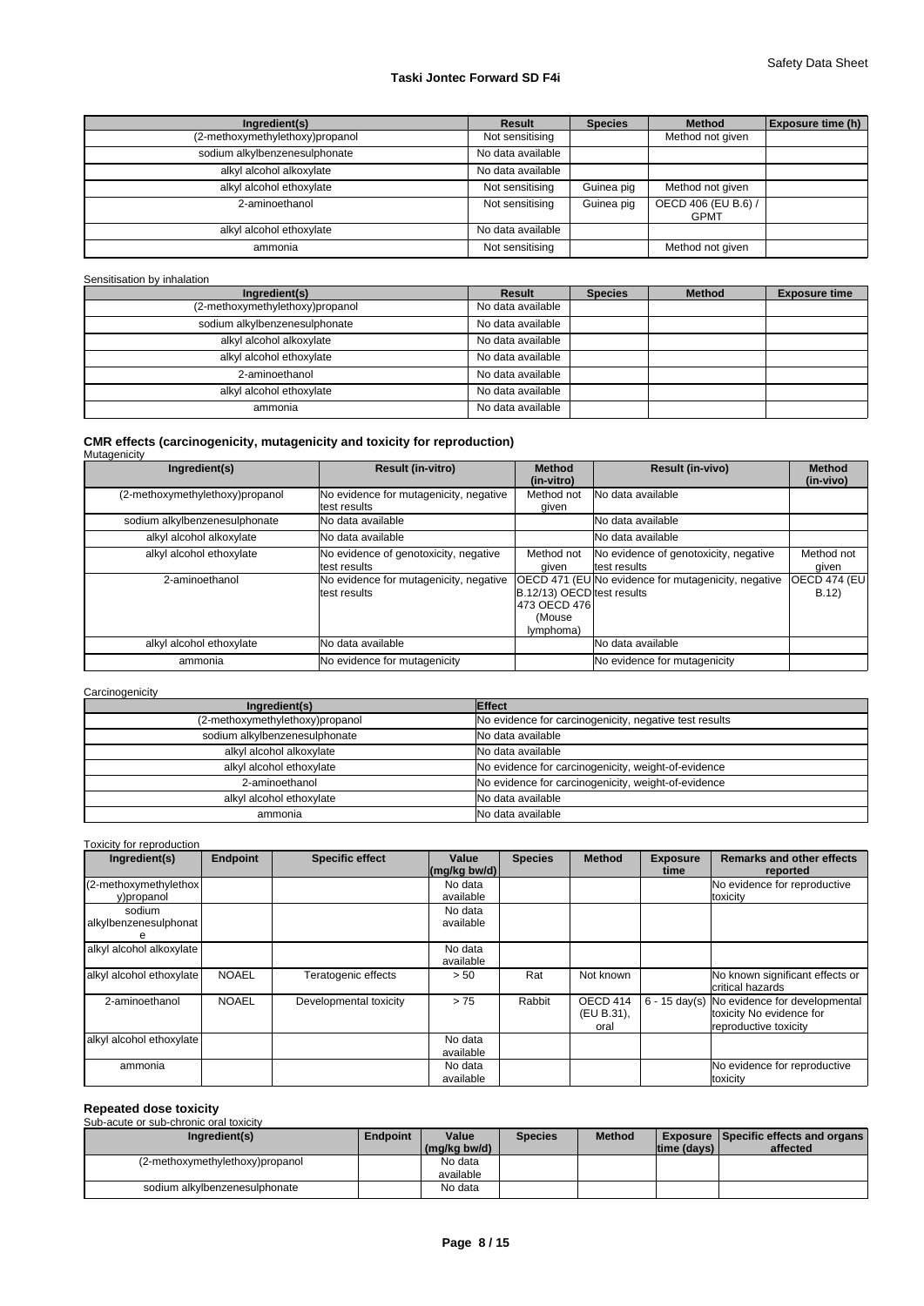| Ingredient(s) | Result | Species | Method | Exposure time (h) |
|---|---|---|---|---|
| (2-methoxymethylethoxy)propanol | Not sensitising | | Method not given | |
| sodium alkylbenzenesulphonate | No data available | | | |
| alkyl alcohol alkoxylate | No data available | | | |
| alkyl alcohol ethoxylate | Not sensitising | Guinea pig | Method not given | |
| 2-aminoethanol | Not sensitising | Guinea pig | OECD 406 (EU B.6) / GPMT | |
| alkyl alcohol ethoxylate | No data available | | | |
| ammonia | Not sensitising | | Method not given | |

Sensitisation by inhalation

| Ingredient(s) | Result | Species | Method | Exposure time |
|---|---|---|---|---|
| (2-methoxymethylethoxy)propanol | No data available | | | |
| sodium alkylbenzenesulphonate | No data available | | | |
| alkyl alcohol alkoxylate | No data available | | | |
| alkyl alcohol ethoxylate | No data available | | | |
| 2-aminoethanol | No data available | | | |
| alkyl alcohol ethoxylate | No data available | | | |
| ammonia | No data available | | | |

**CMR effects (carcinogenicity, mutagenicity and toxicity for reproduction)**

Mutagenicity

| Ingredient(s) | Result (in-vitro) | Method (in-vitro) | Result (in-vivo) | Method (in-vivo) |
|---|---|---|---|---|
| (2-methoxymethylethoxy)propanol | No evidence for mutagenicity, negative test results | Method not given | No data available | |
| sodium alkylbenzenesulphonate | No data available | | No data available | |
| alkyl alcohol alkoxylate | No data available | | No data available | |
| alkyl alcohol ethoxylate | No evidence of genotoxicity, negative test results | Method not given | No evidence of genotoxicity, negative test results | Method not given |
| 2-aminoethanol | No evidence for mutagenicity, negative test results | OECD 471 (EU B.12/13) OECD 473 OECD 476 (Mouse lymphoma) | No evidence for mutagenicity, negative test results | OECD 474 (EU B.12) |
| alkyl alcohol ethoxylate | No data available | | No data available | |
| ammonia | No evidence for mutagenicity | | No evidence for mutagenicity | |

Carcinogenicity

| Ingredient(s) | Effect |
|---|---|
| (2-methoxymethylethoxy)propanol | No evidence for carcinogenicity, negative test results |
| sodium alkylbenzenesulphonate | No data available |
| alkyl alcohol alkoxylate | No data available |
| alkyl alcohol ethoxylate | No evidence for carcinogenicity, weight-of-evidence |
| 2-aminoethanol | No evidence for carcinogenicity, weight-of-evidence |
| alkyl alcohol ethoxylate | No data available |
| ammonia | No data available |

Toxicity for reproduction

| Ingredient(s) | Endpoint | Specific effect | Value (mg/kg bw/d) | Species | Method | Exposure time | Remarks and other effects reported |
|---|---|---|---|---|---|---|---|
| (2-methoxymethylethoxy)propanol | | | No data available | | | | No evidence for reproductive toxicity |
| sodium alkylbenzenesulphonate | | | No data available | | | | |
| alkyl alcohol alkoxylate | | | No data available | | | | |
| alkyl alcohol ethoxylate | NOAEL | Teratogenic effects | > 50 | Rat | Not known | | No known significant effects or critical hazards |
| 2-aminoethanol | NOAEL | Developmental toxicity | > 75 | Rabbit | OECD 414 (EU B.31), oral | 6 - 15 day(s) | No evidence for developmental toxicity No evidence for reproductive toxicity |
| alkyl alcohol ethoxylate | | | No data available | | | | |
| ammonia | | | No data available | | | | No evidence for reproductive toxicity |

**Repeated dose toxicity**

Sub-acute or sub-chronic oral toxicity

| Ingredient(s) | Endpoint | Value (mg/kg bw/d) | Species | Method | Exposure time (days) | Specific effects and organs affected |
|---|---|---|---|---|---|---|
| (2-methoxymethylethoxy)propanol | | No data available | | | | |
| sodium alkylbenzenesulphonate | | No data | | | | |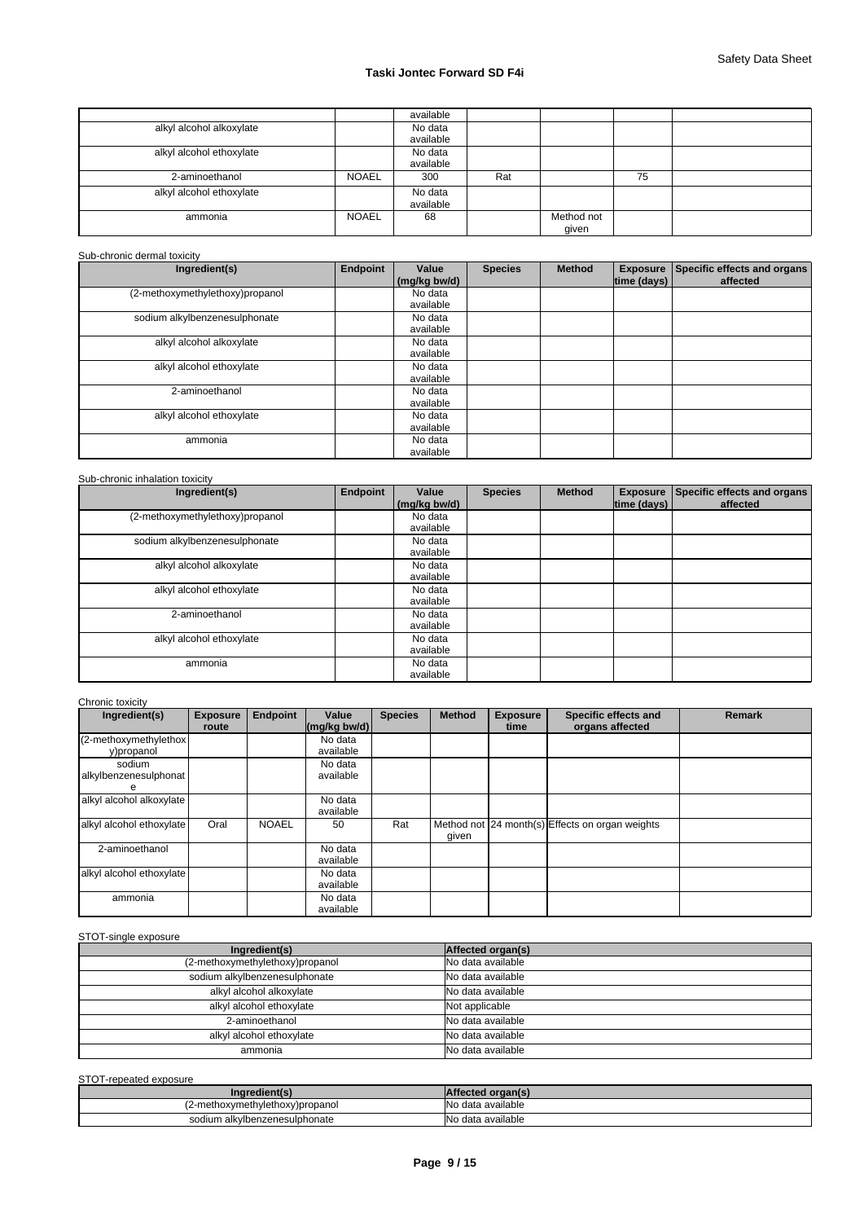| | | | | | | |
|---|---|---|---|---|---|---|
| | | available | | | | |
| alkyl alcohol alkoxylate | | No data available | | | | |
| alkyl alcohol ethoxylate | | No data available | | | | |
| 2-aminoethanol | NOAEL | 300 | Rat | | 75 | |
| alkyl alcohol ethoxylate | | No data available | | | | |
| ammonia | NOAEL | 68 | | Method not given | | |

Sub-chronic dermal toxicity

| Ingredient(s) | Endpoint | Value (mg/kg bw/d) | Species | Method | Exposure time (days) | Specific effects and organs affected |
|---|---|---|---|---|---|---|
| (2-methoxymethylethoxy)propanol | | No data available | | | | |
| sodium alkylbenzenesulphonate | | No data available | | | | |
| alkyl alcohol alkoxylate | | No data available | | | | |
| alkyl alcohol ethoxylate | | No data available | | | | |
| 2-aminoethanol | | No data available | | | | |
| alkyl alcohol ethoxylate | | No data available | | | | |
| ammonia | | No data available | | | | |

Sub-chronic inhalation toxicity

| Ingredient(s) | Endpoint | Value (mg/kg bw/d) | Species | Method | Exposure time (days) | Specific effects and organs affected |
|---|---|---|---|---|---|---|
| (2-methoxymethylethoxy)propanol | | No data available | | | | |
| sodium alkylbenzenesulphonate | | No data available | | | | |
| alkyl alcohol alkoxylate | | No data available | | | | |
| alkyl alcohol ethoxylate | | No data available | | | | |
| 2-aminoethanol | | No data available | | | | |
| alkyl alcohol ethoxylate | | No data available | | | | |
| ammonia | | No data available | | | | |

Chronic toxicity

| Ingredient(s) | Exposure route | Endpoint | Value (mg/kg bw/d) | Species | Method | Exposure time | Specific effects and organs affected | Remark |
|---|---|---|---|---|---|---|---|---|
| (2-methoxymethylethoxy)propanol | | | No data available | | | | | |
| sodium alkylbenzenesulphonate | | | No data available | | | | | |
| alkyl alcohol alkoxylate | | | No data available | | | | | |
| alkyl alcohol ethoxylate | Oral | NOAEL | 50 | Rat | Method not given | 24 month(s) | Effects on organ weights | |
| 2-aminoethanol | | | No data available | | | | | |
| alkyl alcohol ethoxylate | | | No data available | | | | | |
| ammonia | | | No data available | | | | | |

STOT-single exposure

| Ingredient(s) | Affected organ(s) |
|---|---|
| (2-methoxymethylethoxy)propanol | No data available |
| sodium alkylbenzenesulphonate | No data available |
| alkyl alcohol alkoxylate | No data available |
| alkyl alcohol ethoxylate | Not applicable |
| 2-aminoethanol | No data available |
| alkyl alcohol ethoxylate | No data available |
| ammonia | No data available |

STOT-repeated exposure

| Ingredient(s) | Affected organ(s) |
|---|---|
| (2-methoxymethylethoxy)propanol | No data available |
| sodium alkylbenzenesulphonate | No data available |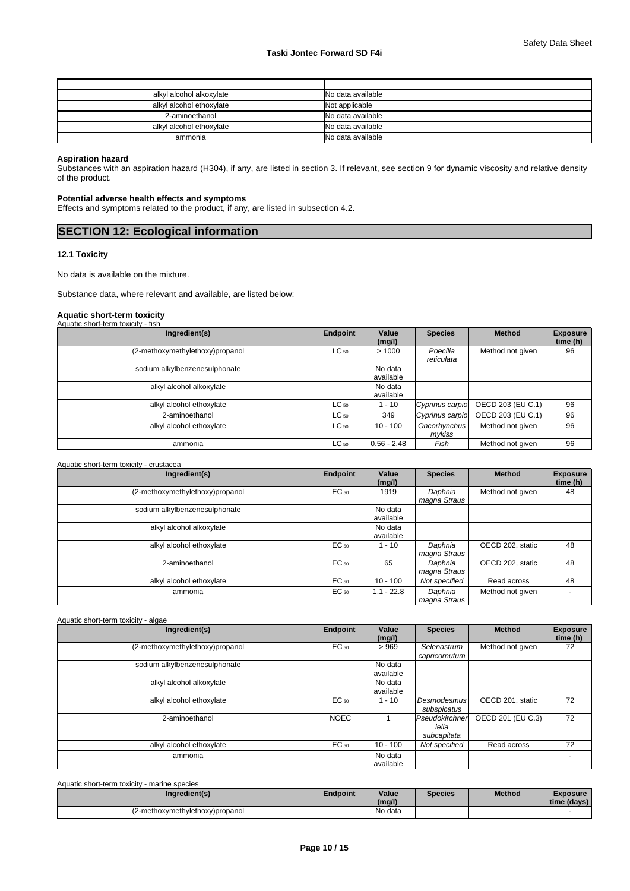| | |
|---|---|
| alkyl alcohol alkoxylate | No data available |
| alkyl alcohol ethoxylate | Not applicable |
| 2-aminoethanol | No data available |
| alkyl alcohol ethoxylate | No data available |
| ammonia | No data available |

**Aspiration hazard**

Substances with an aspiration hazard (H304), if any, are listed in section 3. If relevant, see section 9 for dynamic viscosity and relative density of the product.

**Potential adverse health effects and symptoms**

Effects and symptoms related to the product, if any, are listed in subsection 4.2.

## SECTION 12: Ecological information

### 12.1 Toxicity

No data is available on the mixture.

Substance data, where relevant and available, are listed below:

**Aquatic short-term toxicity**

Aquatic short-term toxicity - fish

| Ingredient(s) | Endpoint | Value (mg/l) | Species | Method | Exposure time (h) |
|---|---|---|---|---|---|
| (2-methoxymethylethoxy)propanol | $LC_{50}$ | > 1000 | *Poecilia reticulata* | Method not given | 96 |
| sodium alkylbenzenesulphonate | | No data available | | | |
| alkyl alcohol alkoxylate | | No data available | | | |
| alkyl alcohol ethoxylate | $LC_{50}$ | 1 - 10 | *Cyprinus carpio* | OECD 203 (EU C.1) | 96 |
| 2-aminoethanol | $LC_{50}$ | 349 | *Cyprinus carpio* | OECD 203 (EU C.1) | 96 |
| alkyl alcohol ethoxylate | $LC_{50}$ | 10 - 100 | *Oncorhynchus mykiss* | Method not given | 96 |
| ammonia | $LC_{50}$ | 0.56 - 2.48 | *Fish* | Method not given | 96 |

Aquatic short-term toxicity - crustacea

| Ingredient(s) | Endpoint | Value (mg/l) | Species | Method | Exposure time (h) |
|---|---|---|---|---|---|
| (2-methoxymethylethoxy)propanol | $EC_{50}$ | 1919 | *Daphnia magna Straus* | Method not given | 48 |
| sodium alkylbenzenesulphonate | | No data available | | | |
| alkyl alcohol alkoxylate | | No data available | | | |
| alkyl alcohol ethoxylate | $EC_{50}$ | 1 - 10 | *Daphnia magna Straus* | OECD 202, static | 48 |
| 2-aminoethanol | $EC_{50}$ | 65 | *Daphnia magna Straus* | OECD 202, static | 48 |
| alkyl alcohol ethoxylate | $EC_{50}$ | 10 - 100 | *Not specified* | Read across | 48 |
| ammonia | $EC_{50}$ | 1.1 - 22.8 | *Daphnia magna Straus* | Method not given | - |

Aquatic short-term toxicity - algae

| Ingredient(s) | Endpoint | Value (mg/l) | Species | Method | Exposure time (h) |
|---|---|---|---|---|---|
| (2-methoxymethylethoxy)propanol | $EC_{50}$ | > 969 | *Selenastrum capricornutum* | Method not given | 72 |
| sodium alkylbenzenesulphonate | | No data available | | | |
| alkyl alcohol alkoxylate | | No data available | | | |
| alkyl alcohol ethoxylate | $EC_{50}$ | 1 - 10 | *Desmodesmus subspicatus* | OECD 201, static | 72 |
| 2-aminoethanol | NOEC | 1 | *Pseudokirchneriella subcapitata* | OECD 201 (EU C.3) | 72 |
| alkyl alcohol ethoxylate | $EC_{50}$ | 10 - 100 | *Not specified* | Read across | 72 |
| ammonia | | No data available | | | - |

Aquatic short-term toxicity - marine species

| Ingredient(s) | Endpoint | Value (mg/l) | Species | Method | Exposure time (days) |
|---|---|---|---|---|---|
| (2-methoxymethylethoxy)propanol | | No data | | | - |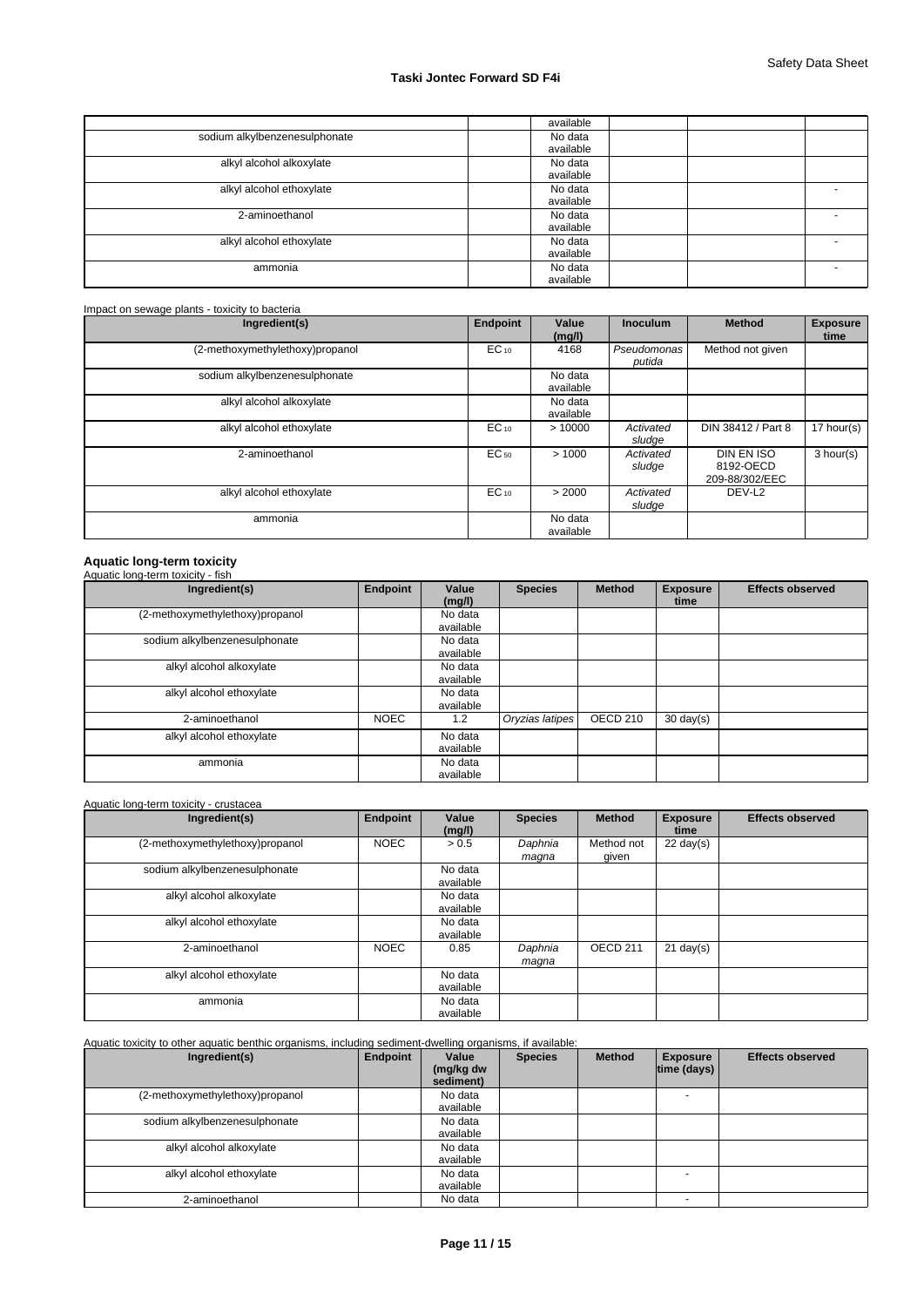| | | | | | |
|---|---|---|---|---|---|
| | | available | | | |
| sodium alkylbenzenesulphonate | | No data available | | | |
| alkyl alcohol alkoxylate | | No data available | | | |
| alkyl alcohol ethoxylate | | No data available | | | - |
| 2-aminoethanol | | No data available | | | - |
| alkyl alcohol ethoxylate | | No data available | | | - |
| ammonia | | No data available | | | - |

Impact on sewage plants - toxicity to bacteria

| Ingredient(s) | Endpoint | Value (mg/l) | Inoculum | Method | Exposure time |
|---|---|---|---|---|---|
| (2-methoxymethylethoxy)propanol | $EC_{10}$ | 4168 | *Pseudomonas putida* | Method not given | |
| sodium alkylbenzenesulphonate | | No data available | | | |
| alkyl alcohol alkoxylate | | No data available | | | |
| alkyl alcohol ethoxylate | $EC_{10}$ | > 10000 | *Activated sludge* | DIN 38412 / Part 8 | 17 hour(s) |
| 2-aminoethanol | $EC_{50}$ | > 1000 | *Activated sludge* | DIN EN ISO 8192-OECD 209-88/302/EEC | 3 hour(s) |
| alkyl alcohol ethoxylate | $EC_{10}$ | > 2000 | *Activated sludge* | DEV-L2 | |
| ammonia | | No data available | | | |

## Aquatic long-term toxicity

Aquatic long-term toxicity - fish

| Ingredient(s) | Endpoint | Value (mg/l) | Species | Method | Exposure time | Effects observed |
|---|---|---|---|---|---|---|
| (2-methoxymethylethoxy)propanol | | No data available | | | | |
| sodium alkylbenzenesulphonate | | No data available | | | | |
| alkyl alcohol alkoxylate | | No data available | | | | |
| alkyl alcohol ethoxylate | | No data available | | | | |
| 2-aminoethanol | NOEC | 1.2 | *Oryzias latipes* | OECD 210 | 30 day(s) | |
| alkyl alcohol ethoxylate | | No data available | | | | |
| ammonia | | No data available | | | | |

Aquatic long-term toxicity - crustacea

| Ingredient(s) | Endpoint | Value (mg/l) | Species | Method | Exposure time | Effects observed |
|---|---|---|---|---|---|---|
| (2-methoxymethylethoxy)propanol | NOEC | > 0.5 | *Daphnia magna* | Method not given | 22 day(s) | |
| sodium alkylbenzenesulphonate | | No data available | | | | |
| alkyl alcohol alkoxylate | | No data available | | | | |
| alkyl alcohol ethoxylate | | No data available | | | | |
| 2-aminoethanol | NOEC | 0.85 | *Daphnia magna* | OECD 211 | 21 day(s) | |
| alkyl alcohol ethoxylate | | No data available | | | | |
| ammonia | | No data available | | | | |

Aquatic toxicity to other aquatic benthic organisms, including sediment-dwelling organisms, if available:

| Ingredient(s) | Endpoint | Value (mg/kg dw sediment) | Species | Method | Exposure time (days) | Effects observed |
|---|---|---|---|---|---|---|
| (2-methoxymethylethoxy)propanol | | No data available | | | - | |
| sodium alkylbenzenesulphonate | | No data available | | | | |
| alkyl alcohol alkoxylate | | No data available | | | | |
| alkyl alcohol ethoxylate | | No data available | | | - | |
| 2-aminoethanol | | No data | | | - | |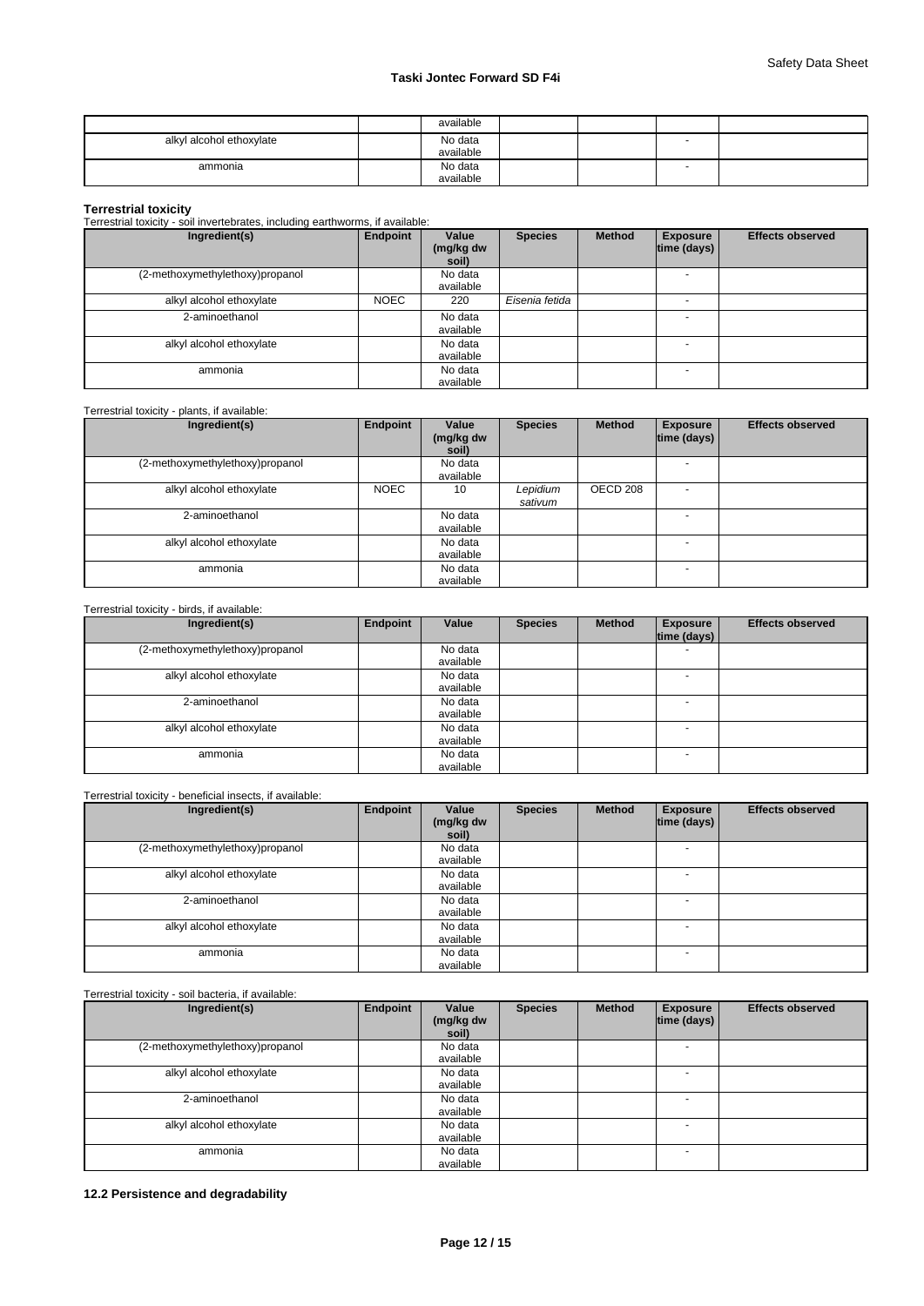| | | | | | | |
|---|---|---|---|---|---|---|
| | | available | | | | |
| alkyl alcohol ethoxylate | | No data available | | | - | |
| ammonia | | No data available | | | - | |

**Terrestrial toxicity**

Terrestrial toxicity - soil invertebrates, including earthworms, if available:

| Ingredient(s) | Endpoint | Value (mg/kg dw soil) | Species | Method | Exposure time (days) | Effects observed |
|---|---|---|---|---|---|---|
| (2-methoxymethylethoxy)propanol | | No data available | | | - | |
| alkyl alcohol ethoxylate | NOEC | 220 | *Eisenia fetida* | | - | |
| 2-aminoethanol | | No data available | | | - | |
| alkyl alcohol ethoxylate | | No data available | | | - | |
| ammonia | | No data available | | | - | |

Terrestrial toxicity - plants, if available:

| Ingredient(s) | Endpoint | Value (mg/kg dw soil) | Species | Method | Exposure time (days) | Effects observed |
|---|---|---|---|---|---|---|
| (2-methoxymethylethoxy)propanol | | No data available | | | - | |
| alkyl alcohol ethoxylate | NOEC | 10 | *Lepidium sativum* | OECD 208 | - | |
| 2-aminoethanol | | No data available | | | - | |
| alkyl alcohol ethoxylate | | No data available | | | - | |
| ammonia | | No data available | | | - | |

Terrestrial toxicity - birds, if available:

| Ingredient(s) | Endpoint | Value | Species | Method | Exposure time (days) | Effects observed |
|---|---|---|---|---|---|---|
| (2-methoxymethylethoxy)propanol | | No data available | | | - | |
| alkyl alcohol ethoxylate | | No data available | | | - | |
| 2-aminoethanol | | No data available | | | - | |
| alkyl alcohol ethoxylate | | No data available | | | - | |
| ammonia | | No data available | | | - | |

Terrestrial toxicity - beneficial insects, if available:

| Ingredient(s) | Endpoint | Value (mg/kg dw soil) | Species | Method | Exposure time (days) | Effects observed |
|---|---|---|---|---|---|---|
| (2-methoxymethylethoxy)propanol | | No data available | | | - | |
| alkyl alcohol ethoxylate | | No data available | | | - | |
| 2-aminoethanol | | No data available | | | - | |
| alkyl alcohol ethoxylate | | No data available | | | - | |
| ammonia | | No data available | | | - | |

Terrestrial toxicity - soil bacteria, if available:

| Ingredient(s) | Endpoint | Value (mg/kg dw soil) | Species | Method | Exposure time (days) | Effects observed |
|---|---|---|---|---|---|---|
| (2-methoxymethylethoxy)propanol | | No data available | | | - | |
| alkyl alcohol ethoxylate | | No data available | | | - | |
| 2-aminoethanol | | No data available | | | - | |
| alkyl alcohol ethoxylate | | No data available | | | - | |
| ammonia | | No data available | | | - | |

**12.2 Persistence and degradability**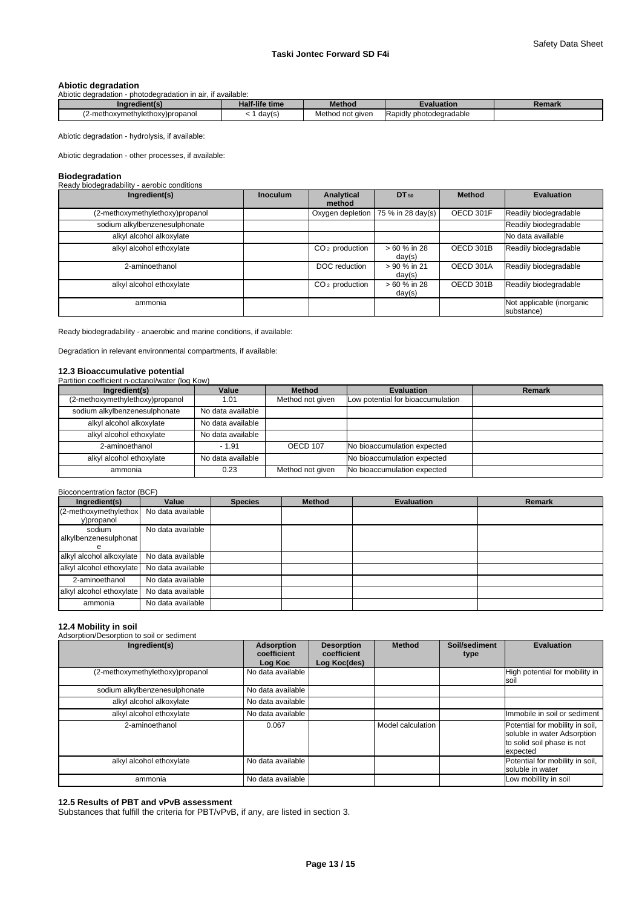**Abiotic degradation**

Abiotic degradation - photodegradation in air, if available:

| Ingredient(s) | Half-life time | Method | Evaluation | Remark |
|---|---|---|---|---|
| (2-methoxymethylethoxy)propanol | < 1 day(s) | Method not given | Rapidly photodegradable | |

Abiotic degradation - hydrolysis, if available:

Abiotic degradation - other processes, if available:

**Biodegradation**

Ready biodegradability - aerobic conditions

| Ingredient(s) | Inoculum | Analytical method | $DT_{50}$ | Method | Evaluation |
|---|---|---|---|---|---|
| (2-methoxymethylethoxy)propanol | | Oxygen depletion | 75 % in 28 day(s) | OECD 301F | Readily biodegradable |
| sodium alkylbenzenesulphonate | | | | | Readily biodegradable |
| alkyl alcohol alkoxylate | | | | | No data available |
| alkyl alcohol ethoxylate | | $CO_2$ production | > 60 % in 28 day(s) | OECD 301B | Readily biodegradable |
| 2-aminoethanol | | DOC reduction | > 90 % in 21 day(s) | OECD 301A | Readily biodegradable |
| alkyl alcohol ethoxylate | | $CO_2$ production | > 60 % in 28 day(s) | OECD 301B | Readily biodegradable |
| ammonia | | | | | Not applicable (inorganic substance) |

Ready biodegradability - anaerobic and marine conditions, if available:

Degradation in relevant environmental compartments, if available:

**12.3 Bioaccumulative potential**

Partition coefficient n-octanol/water (log Kow)

| Ingredient(s) | Value | Method | Evaluation | Remark |
|---|---|---|---|---|
| (2-methoxymethylethoxy)propanol | 1.01 | Method not given | Low potential for bioaccumulation | |
| sodium alkylbenzenesulphonate | No data available | | | |
| alkyl alcohol alkoxylate | No data available | | | |
| alkyl alcohol ethoxylate | No data available | | | |
| 2-aminoethanol | - 1.91 | OECD 107 | No bioaccumulation expected | |
| alkyl alcohol ethoxylate | No data available | | No bioaccumulation expected | |
| ammonia | 0.23 | Method not given | No bioaccumulation expected | |

Bioconcentration factor (BCF)

| Ingredient(s) | Value | Species | Method | Evaluation | Remark |
|---|---|---|---|---|---|
| (2-methoxymethylethoxy)propanol | No data available | | | | |
| sodium alkylbenzenesulphonate | No data available | | | | |
| alkyl alcohol alkoxylate | No data available | | | | |
| alkyl alcohol ethoxylate | No data available | | | | |
| 2-aminoethanol | No data available | | | | |
| alkyl alcohol ethoxylate | No data available | | | | |
| ammonia | No data available | | | | |

**12.4 Mobility in soil**

Adsorption/Desorption to soil or sediment

| Ingredient(s) | Adsorption coefficient Log Koc | Desorption coefficient Log Koc(des) | Method | Soil/sediment type | Evaluation |
|---|---|---|---|---|---|
| (2-methoxymethylethoxy)propanol | No data available | | | | High potential for mobility in soil |
| sodium alkylbenzenesulphonate | No data available | | | | |
| alkyl alcohol alkoxylate | No data available | | | | |
| alkyl alcohol ethoxylate | No data available | | | | Immobile in soil or sediment |
| 2-aminoethanol | 0.067 | | Model calculation | | Potential for mobility in soil, soluble in water Adsorption to solid soil phase is not expected |
| alkyl alcohol ethoxylate | No data available | | | | Potential for mobility in soil, soluble in water |
| ammonia | No data available | | | | Low mobillity in soil |

**12.5 Results of PBT and vPvB assessment**

Substances that fulfill the criteria for PBT/vPvB, if any, are listed in section 3.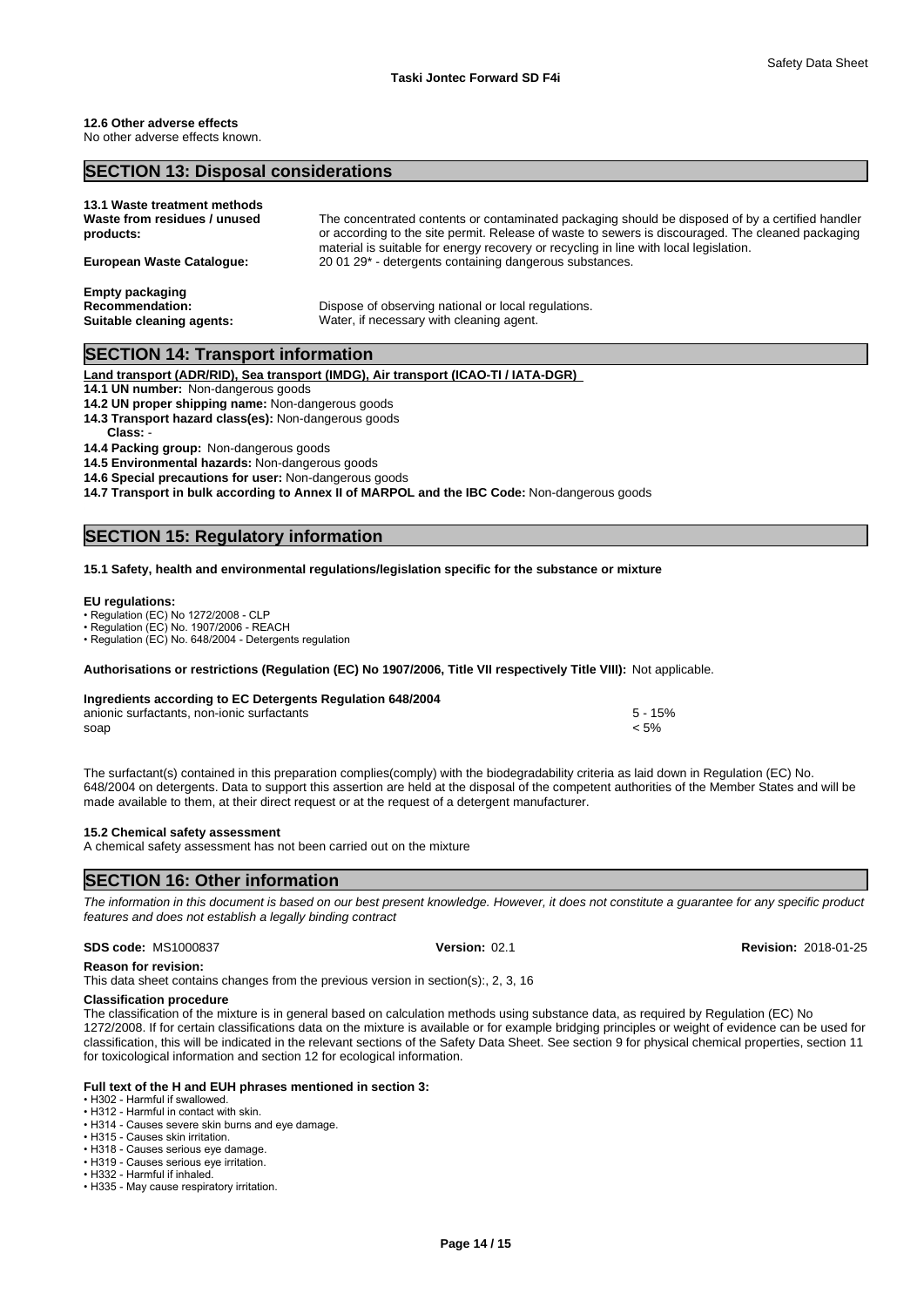#### 12.6 Other adverse effects

No other adverse effects known.

## SECTION 13: Disposal considerations

**13.1 Waste treatment methods**

| | |
|---|---|
| **Waste from residues / unused products:** | The concentrated contents or contaminated packaging should be disposed of by a certified handler or according to the site permit. Release of waste to sewers is discouraged. The cleaned packaging material is suitable for energy recovery or recycling in line with local legislation. |
| **European Waste Catalogue:** | 20 01 29* - detergents containing dangerous substances. |

**Empty packaging**

| | |
|---|---|
| **Recommendation:** | Dispose of observing national or local regulations. |
| **Suitable cleaning agents:** | Water, if necessary with cleaning agent. |

## SECTION 14: Transport information

**Land transport (ADR/RID), Sea transport (IMDG), Air transport (ICAO-TI / IATA-DGR)**

**14.1 UN number:** Non-dangerous goods

**14.2 UN proper shipping name:** Non-dangerous goods

**14.3 Transport hazard class(es):** Non-dangerous goods

**Class:** -

**14.4 Packing group:** Non-dangerous goods

**14.5 Environmental hazards:** Non-dangerous goods

**14.6 Special precautions for user:** Non-dangerous goods

**14.7 Transport in bulk according to Annex II of MARPOL and the IBC Code:** Non-dangerous goods

## SECTION 15: Regulatory information

**15.1 Safety, health and environmental regulations/legislation specific for the substance or mixture**

**EU regulations:**

- Regulation (EC) No 1272/2008 - CLP
- Regulation (EC) No. 1907/2006 - REACH
- Regulation (EC) No. 648/2004 - Detergents regulation

**Authorisations or restrictions (Regulation (EC) No 1907/2006, Title VII respectively Title VIII):** Not applicable.

**Ingredients according to EC Detergents Regulation 648/2004**

| | |
|---|---|
| anionic surfactants, non-ionic surfactants | 5 - 15% |
| soap | < 5% |

The surfactant(s) contained in this preparation complies(comply) with the biodegradability criteria as laid down in Regulation (EC) No. 648/2004 on detergents. Data to support this assertion are held at the disposal of the competent authorities of the Member States and will be made available to them, at their direct request or at the request of a detergent manufacturer.

**15.2 Chemical safety assessment**

A chemical safety assessment has not been carried out on the mixture

## SECTION 16: Other information

*The information in this document is based on our best present knowledge. However, it does not constitute a guarantee for any specific product features and does not establish a legally binding contract*

**SDS code:** MS1000837 **Version:** 02.1 **Revision:** 2018-01-25

**Reason for revision:**

This data sheet contains changes from the previous version in section(s):, 2, 3, 16

**Classification procedure**

The classification of the mixture is in general based on calculation methods using substance data, as required by Regulation (EC) No 1272/2008. If for certain classifications data on the mixture is available or for example bridging principles or weight of evidence can be used for classification, this will be indicated in the relevant sections of the Safety Data Sheet. See section 9 for physical chemical properties, section 11 for toxicological information and section 12 for ecological information.

**Full text of the H and EUH phrases mentioned in section 3:**

- H302 - Harmful if swallowed.
- H312 - Harmful in contact with skin.
- H314 - Causes severe skin burns and eye damage.
- H315 - Causes skin irritation.
- H318 - Causes serious eye damage.
- H319 - Causes serious eye irritation.
- H332 - Harmful if inhaled.
- H335 - May cause respiratory irritation.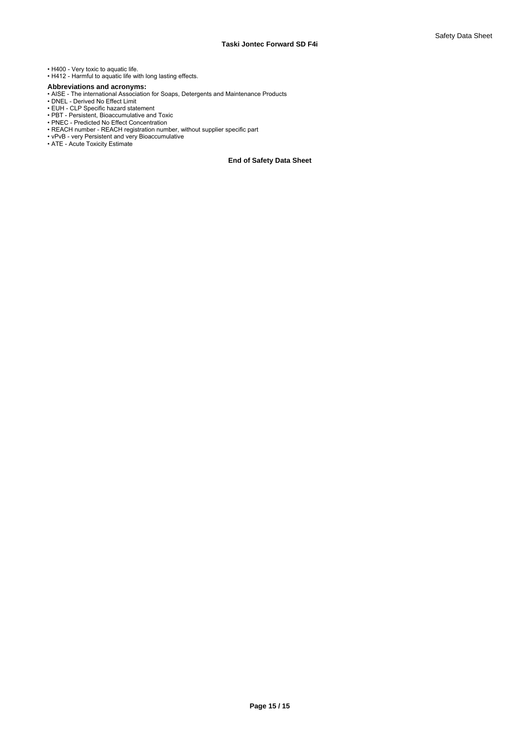- H400 - Very toxic to aquatic life.
- H412 - Harmful to aquatic life with long lasting effects.

**Abbreviations and acronyms:**

- AISE - The international Association for Soaps, Detergents and Maintenance Products
- DNEL - Derived No Effect Limit
- EUH - CLP Specific hazard statement
- PBT - Persistent, Bioaccumulative and Toxic
- PNEC - Predicted No Effect Concentration
- REACH number - REACH registration number, without supplier specific part
- vPvB - very Persistent and very Bioaccumulative
- ATE - Acute Toxicity Estimate

**End of Safety Data Sheet**